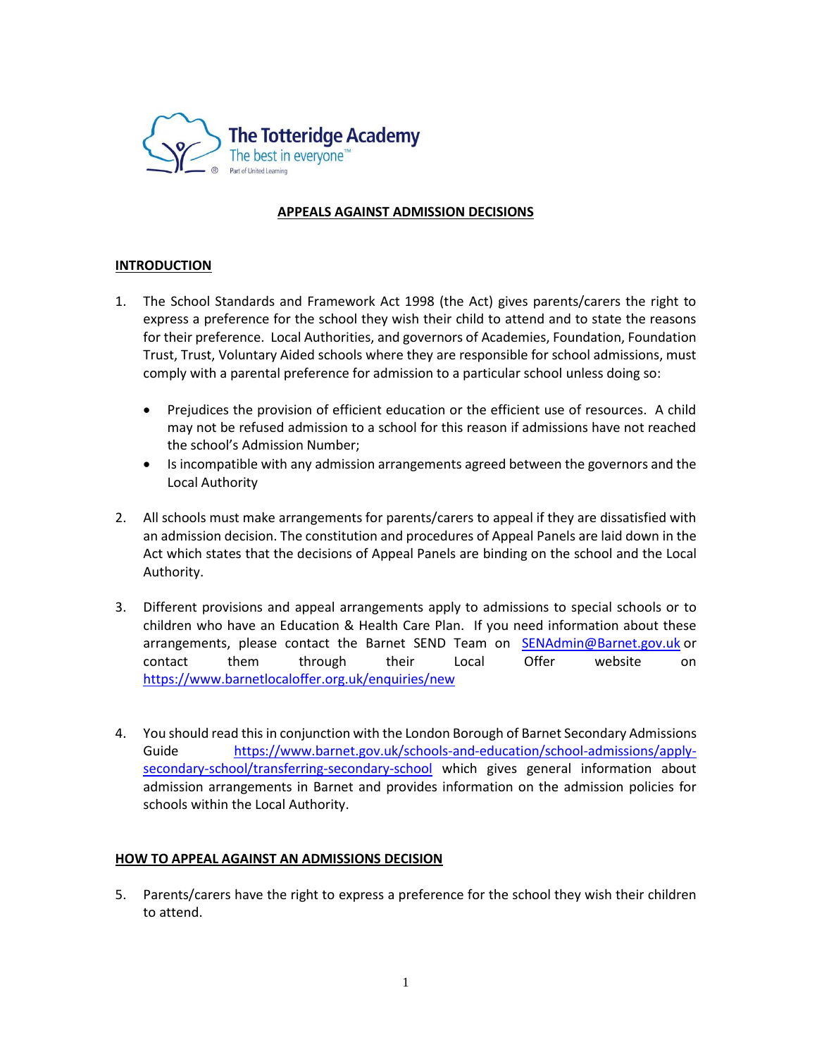The Totteridge Academy
The best in everyone™
Part of United Learning

# APPEALS AGAINST ADMISSION DECISIONS

## INTRODUCTION

1. The School Standards and Framework Act 1998 (the Act) gives parents/carers the right to express a preference for the school they wish their child to attend and to state the reasons for their preference. Local Authorities, and governors of Academies, Foundation, Foundation Trust, Trust, Voluntary Aided schools where they are responsible for school admissions, must comply with a parental preference for admission to a particular school unless doing so:

   - Prejudices the provision of efficient education or the efficient use of resources. A child may not be refused admission to a school for this reason if admissions have not reached the school's Admission Number;
   - Is incompatible with any admission arrangements agreed between the governors and the Local Authority

2. All schools must make arrangements for parents/carers to appeal if they are dissatisfied with an admission decision. The constitution and procedures of Appeal Panels are laid down in the Act which states that the decisions of Appeal Panels are binding on the school and the Local Authority.

3. Different provisions and appeal arrangements apply to admissions to special schools or to children who have an Education & Health Care Plan. If you need information about these arrangements, please contact the Barnet SEND Team on SENAdmin@Barnet.gov.uk or contact them through their Local Offer website on https://www.barnetlocaloffer.org.uk/enquiries/new

4. You should read this in conjunction with the London Borough of Barnet Secondary Admissions Guide https://www.barnet.gov.uk/schools-and-education/school-admissions/apply-secondary-school/transferring-secondary-school which gives general information about admission arrangements in Barnet and provides information on the admission policies for schools within the Local Authority.

## HOW TO APPEAL AGAINST AN ADMISSIONS DECISION

5. Parents/carers have the right to express a preference for the school they wish their children to attend.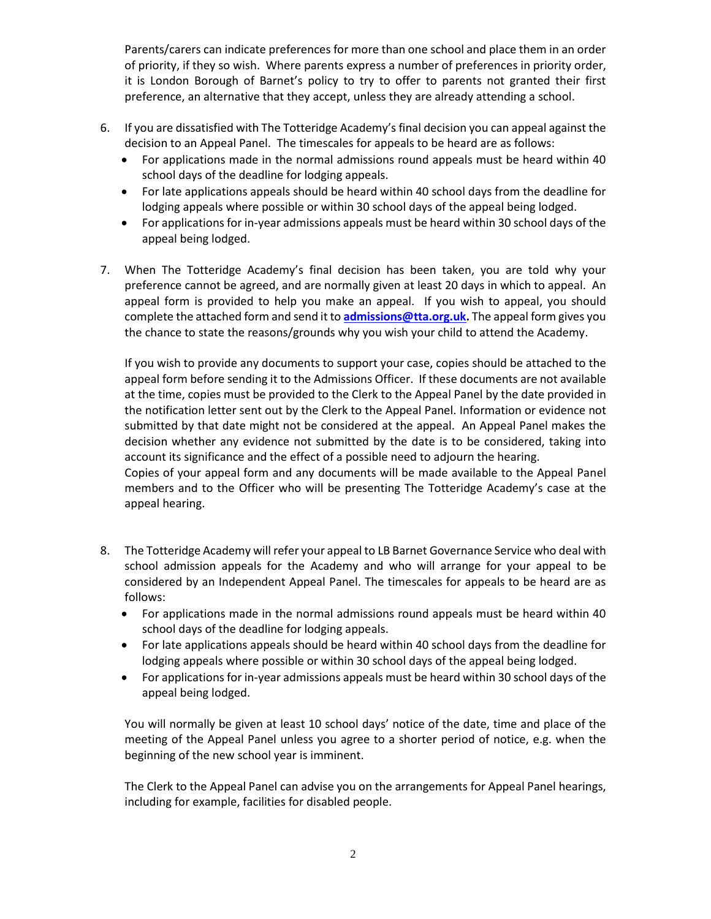Parents/carers can indicate preferences for more than one school and place them in an order of priority, if they so wish. Where parents express a number of preferences in priority order, it is London Borough of Barnet's policy to try to offer to parents not granted their first preference, an alternative that they accept, unless they are already attending a school.

6. If you are dissatisfied with The Totteridge Academy's final decision you can appeal against the decision to an Appeal Panel. The timescales for appeals to be heard are as follows:
   - For applications made in the normal admissions round appeals must be heard within 40 school days of the deadline for lodging appeals.
   - For late applications appeals should be heard within 40 school days from the deadline for lodging appeals where possible or within 30 school days of the appeal being lodged.
   - For applications for in-year admissions appeals must be heard within 30 school days of the appeal being lodged.

7. When The Totteridge Academy's final decision has been taken, you are told why your preference cannot be agreed, and are normally given at least 20 days in which to appeal. An appeal form is provided to help you make an appeal. If you wish to appeal, you should complete the attached form and send it to **admissions@tta.org.uk.** The appeal form gives you the chance to state the reasons/grounds why you wish your child to attend the Academy.

   If you wish to provide any documents to support your case, copies should be attached to the appeal form before sending it to the Admissions Officer. If these documents are not available at the time, copies must be provided to the Clerk to the Appeal Panel by the date provided in the notification letter sent out by the Clerk to the Appeal Panel. Information or evidence not submitted by that date might not be considered at the appeal. An Appeal Panel makes the decision whether any evidence not submitted by the date is to be considered, taking into account its significance and the effect of a possible need to adjourn the hearing.
   Copies of your appeal form and any documents will be made available to the Appeal Panel members and to the Officer who will be presenting The Totteridge Academy's case at the appeal hearing.

8. The Totteridge Academy will refer your appeal to LB Barnet Governance Service who deal with school admission appeals for the Academy and who will arrange for your appeal to be considered by an Independent Appeal Panel. The timescales for appeals to be heard are as follows:
   - For applications made in the normal admissions round appeals must be heard within 40 school days of the deadline for lodging appeals.
   - For late applications appeals should be heard within 40 school days from the deadline for lodging appeals where possible or within 30 school days of the appeal being lodged.
   - For applications for in-year admissions appeals must be heard within 30 school days of the appeal being lodged.

   You will normally be given at least 10 school days' notice of the date, time and place of the meeting of the Appeal Panel unless you agree to a shorter period of notice, e.g. when the beginning of the new school year is imminent.

   The Clerk to the Appeal Panel can advise you on the arrangements for Appeal Panel hearings, including for example, facilities for disabled people.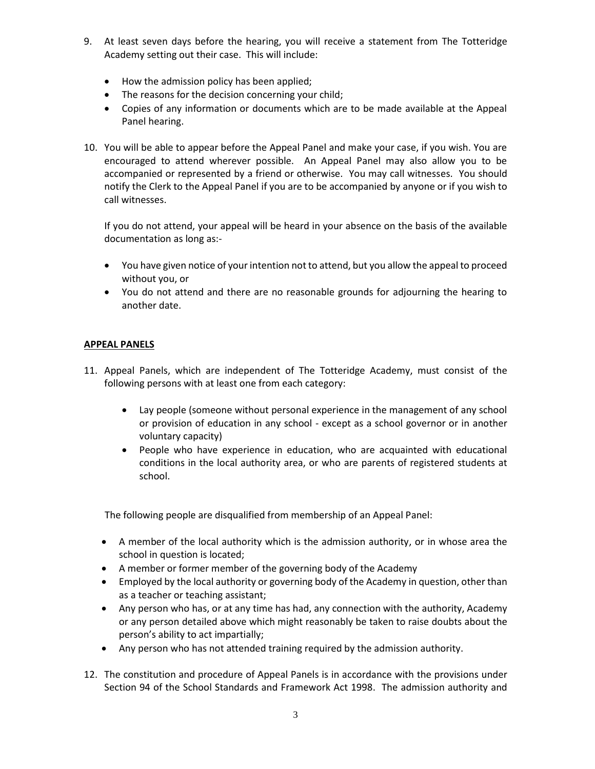9. At least seven days before the hearing, you will receive a statement from The Totteridge Academy setting out their case. This will include:

    - How the admission policy has been applied;
    - The reasons for the decision concerning your child;
    - Copies of any information or documents which are to be made available at the Appeal Panel hearing.

10. You will be able to appear before the Appeal Panel and make your case, if you wish. You are encouraged to attend wherever possible. An Appeal Panel may also allow you to be accompanied or represented by a friend or otherwise. You may call witnesses. You should notify the Clerk to the Appeal Panel if you are to be accompanied by anyone or if you wish to call witnesses.

    If you do not attend, your appeal will be heard in your absence on the basis of the available documentation as long as:-

    - You have given notice of your intention not to attend, but you allow the appeal to proceed without you, or
    - You do not attend and there are no reasonable grounds for adjourning the hearing to another date.

**APPEAL PANELS**

11. Appeal Panels, which are independent of The Totteridge Academy, must consist of the following persons with at least one from each category:

    - Lay people (someone without personal experience in the management of any school or provision of education in any school - except as a school governor or in another voluntary capacity)
    - People who have experience in education, who are acquainted with educational conditions in the local authority area, or who are parents of registered students at school.

    The following people are disqualified from membership of an Appeal Panel:

    - A member of the local authority which is the admission authority, or in whose area the school in question is located;
    - A member or former member of the governing body of the Academy
    - Employed by the local authority or governing body of the Academy in question, other than as a teacher or teaching assistant;
    - Any person who has, or at any time has had, any connection with the authority, Academy or any person detailed above which might reasonably be taken to raise doubts about the person's ability to act impartially;
    - Any person who has not attended training required by the admission authority.

12. The constitution and procedure of Appeal Panels is in accordance with the provisions under Section 94 of the School Standards and Framework Act 1998. The admission authority and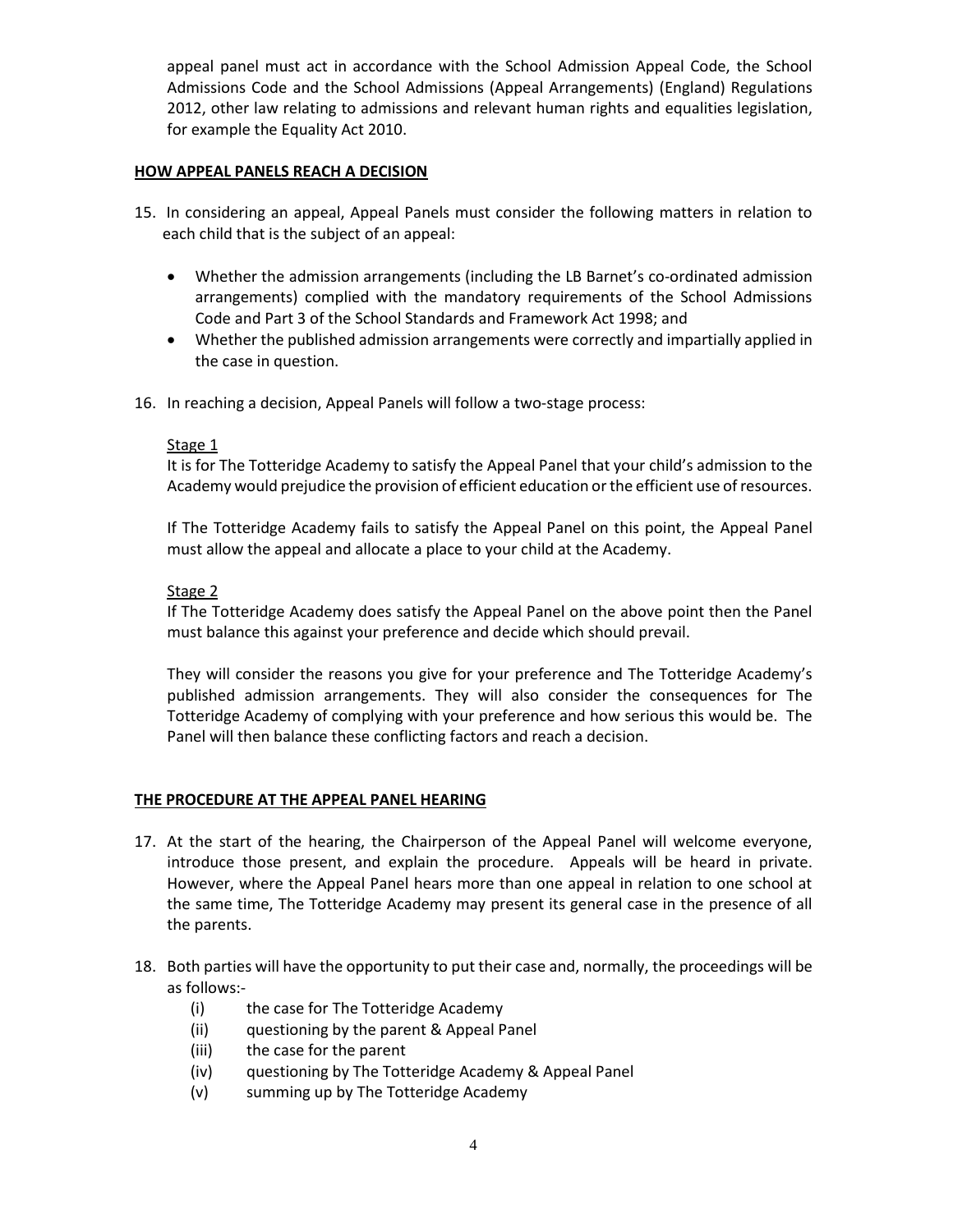appeal panel must act in accordance with the School Admission Appeal Code, the School Admissions Code and the School Admissions (Appeal Arrangements) (England) Regulations 2012, other law relating to admissions and relevant human rights and equalities legislation, for example the Equality Act 2010.

## HOW APPEAL PANELS REACH A DECISION

15. In considering an appeal, Appeal Panels must consider the following matters in relation to each child that is the subject of an appeal:

    - Whether the admission arrangements (including the LB Barnet's co-ordinated admission arrangements) complied with the mandatory requirements of the School Admissions Code and Part 3 of the School Standards and Framework Act 1998; and
    - Whether the published admission arrangements were correctly and impartially applied in the case in question.

16. In reaching a decision, Appeal Panels will follow a two-stage process:

    Stage 1

    It is for The Totteridge Academy to satisfy the Appeal Panel that your child's admission to the Academy would prejudice the provision of efficient education or the efficient use of resources.

    If The Totteridge Academy fails to satisfy the Appeal Panel on this point, the Appeal Panel must allow the appeal and allocate a place to your child at the Academy.

    Stage 2

    If The Totteridge Academy does satisfy the Appeal Panel on the above point then the Panel must balance this against your preference and decide which should prevail.

    They will consider the reasons you give for your preference and The Totteridge Academy's published admission arrangements. They will also consider the consequences for The Totteridge Academy of complying with your preference and how serious this would be. The Panel will then balance these conflicting factors and reach a decision.

## THE PROCEDURE AT THE APPEAL PANEL HEARING

17. At the start of the hearing, the Chairperson of the Appeal Panel will welcome everyone, introduce those present, and explain the procedure. Appeals will be heard in private. However, where the Appeal Panel hears more than one appeal in relation to one school at the same time, The Totteridge Academy may present its general case in the presence of all the parents.

18. Both parties will have the opportunity to put their case and, normally, the proceedings will be as follows:-

    (i) the case for The Totteridge Academy
    (ii) questioning by the parent & Appeal Panel
    (iii) the case for the parent
    (iv) questioning by The Totteridge Academy & Appeal Panel
    (v) summing up by The Totteridge Academy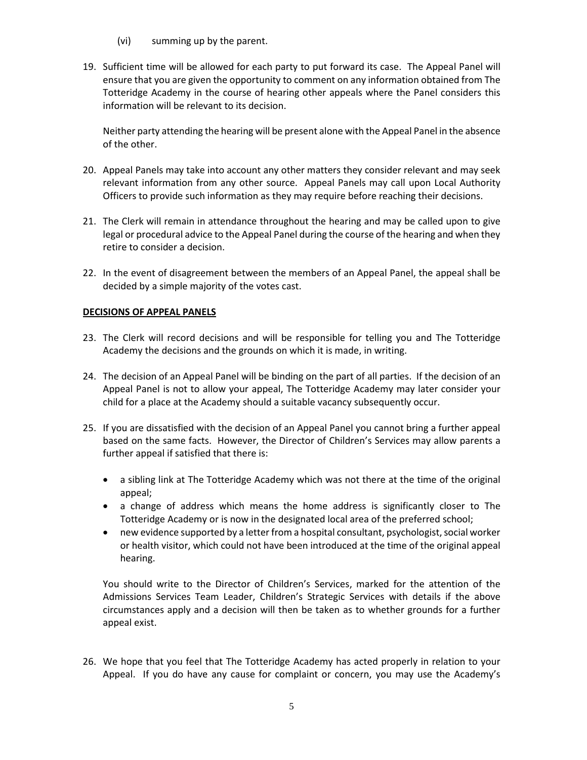(vi) summing up by the parent.

19. Sufficient time will be allowed for each party to put forward its case. The Appeal Panel will ensure that you are given the opportunity to comment on any information obtained from The Totteridge Academy in the course of hearing other appeals where the Panel considers this information will be relevant to its decision.

    Neither party attending the hearing will be present alone with the Appeal Panel in the absence of the other.

20. Appeal Panels may take into account any other matters they consider relevant and may seek relevant information from any other source. Appeal Panels may call upon Local Authority Officers to provide such information as they may require before reaching their decisions.

21. The Clerk will remain in attendance throughout the hearing and may be called upon to give legal or procedural advice to the Appeal Panel during the course of the hearing and when they retire to consider a decision.

22. In the event of disagreement between the members of an Appeal Panel, the appeal shall be decided by a simple majority of the votes cast.

**DECISIONS OF APPEAL PANELS**

23. The Clerk will record decisions and will be responsible for telling you and The Totteridge Academy the decisions and the grounds on which it is made, in writing.

24. The decision of an Appeal Panel will be binding on the part of all parties. If the decision of an Appeal Panel is not to allow your appeal, The Totteridge Academy may later consider your child for a place at the Academy should a suitable vacancy subsequently occur.

25. If you are dissatisfied with the decision of an Appeal Panel you cannot bring a further appeal based on the same facts. However, the Director of Children's Services may allow parents a further appeal if satisfied that there is:

    - a sibling link at The Totteridge Academy which was not there at the time of the original appeal;
    - a change of address which means the home address is significantly closer to The Totteridge Academy or is now in the designated local area of the preferred school;
    - new evidence supported by a letter from a hospital consultant, psychologist, social worker or health visitor, which could not have been introduced at the time of the original appeal hearing.

    You should write to the Director of Children's Services, marked for the attention of the Admissions Services Team Leader, Children's Strategic Services with details if the above circumstances apply and a decision will then be taken as to whether grounds for a further appeal exist.

26. We hope that you feel that The Totteridge Academy has acted properly in relation to your Appeal. If you do have any cause for complaint or concern, you may use the Academy's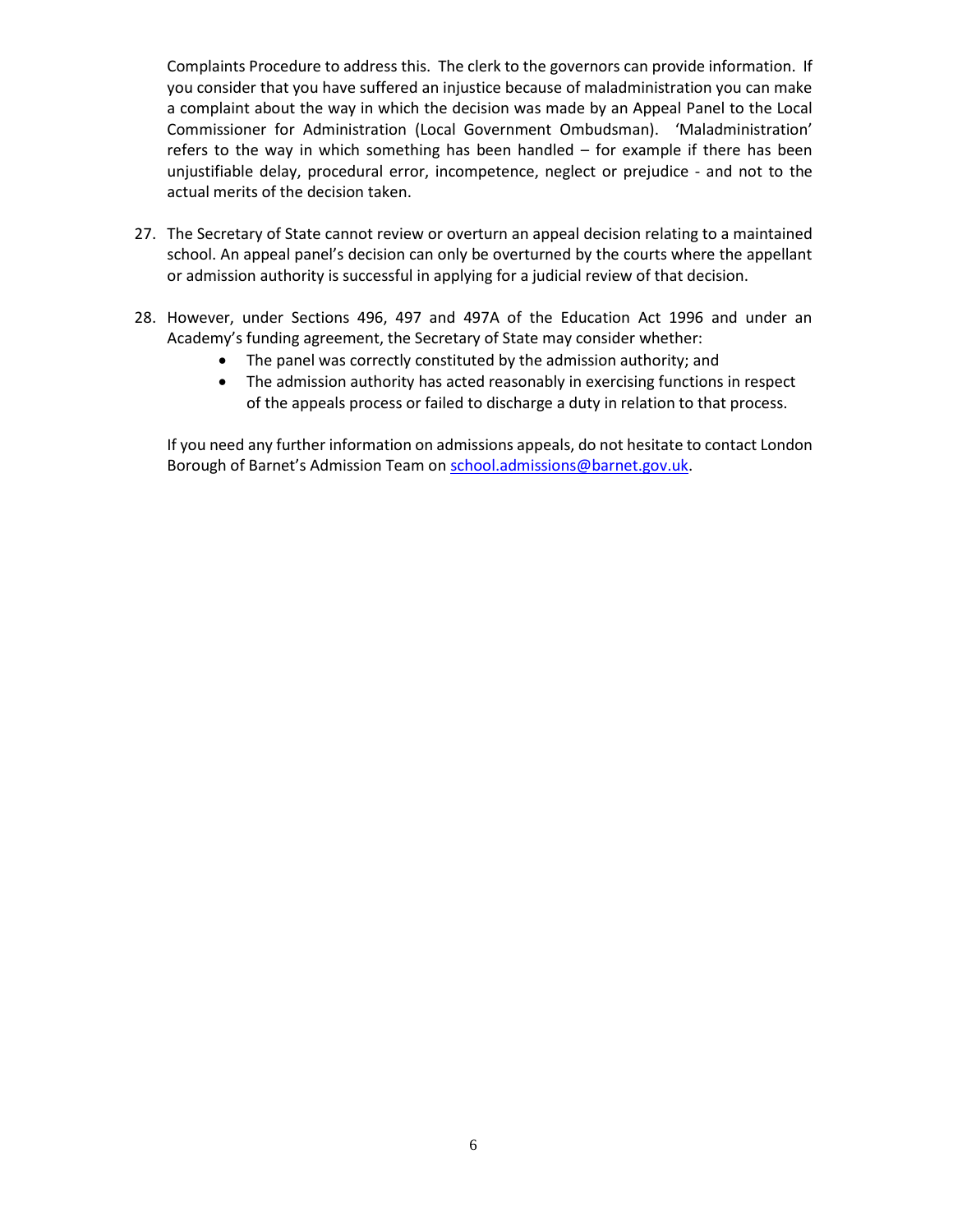Complaints Procedure to address this. The clerk to the governors can provide information. If you consider that you have suffered an injustice because of maladministration you can make a complaint about the way in which the decision was made by an Appeal Panel to the Local Commissioner for Administration (Local Government Ombudsman). 'Maladministration' refers to the way in which something has been handled – for example if there has been unjustifiable delay, procedural error, incompetence, neglect or prejudice - and not to the actual merits of the decision taken.

27. The Secretary of State cannot review or overturn an appeal decision relating to a maintained school. An appeal panel's decision can only be overturned by the courts where the appellant or admission authority is successful in applying for a judicial review of that decision.

28. However, under Sections 496, 497 and 497A of the Education Act 1996 and under an Academy's funding agreement, the Secretary of State may consider whether:
    - The panel was correctly constituted by the admission authority; and
    - The admission authority has acted reasonably in exercising functions in respect of the appeals process or failed to discharge a duty in relation to that process.

If you need any further information on admissions appeals, do not hesitate to contact London Borough of Barnet's Admission Team on school.admissions@barnet.gov.uk.